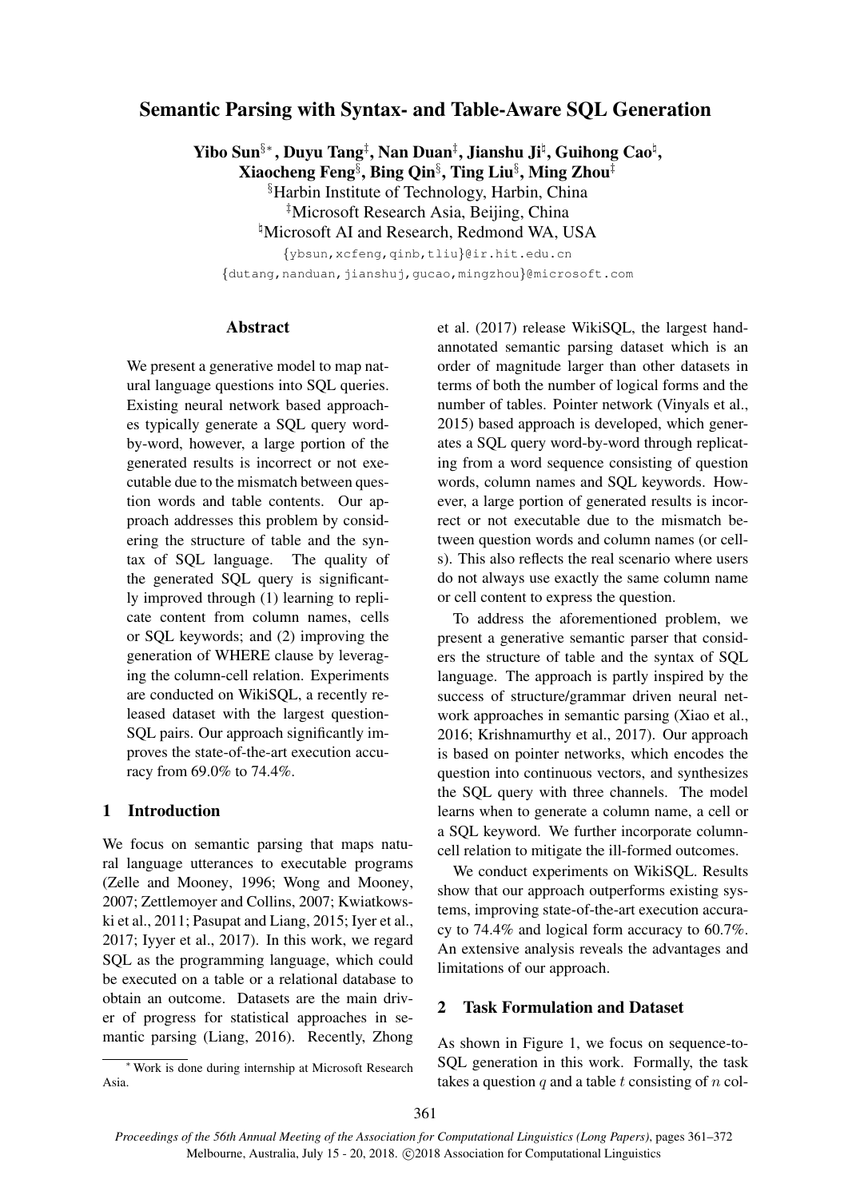# Semantic Parsing with Syntax- and Table-Aware SQL Generation

**Yibo Sun[§*], Duyu Tang[‡], Nan Duan[‡], Jianshu Ji[♮], Guihong Cao[♮], Xiaocheng Feng[§], Bing Qin[§], Ting Liu[§], Ming Zhou[‡]**

[§]Harbin Institute of Technology, Harbin, China
[‡]Microsoft Research Asia, Beijing, China
[♮]Microsoft AI and Research, Redmond WA, USA

{ybsun,xcfeng,qinb,tliu}@ir.hit.edu.cn
{dutang,nanduan,jianshuj,gucao,mingzhou}@microsoft.com

## Abstract

We present a generative model to map natural language questions into SQL queries. Existing neural network based approaches typically generate a SQL query word-by-word, however, a large portion of the generated results is incorrect or not executable due to the mismatch between question words and table contents. Our approach addresses this problem by considering the structure of table and the syntax of SQL language. The quality of the generated SQL query is significantly improved through (1) learning to replicate content from column names, cells or SQL keywords; and (2) improving the generation of WHERE clause by leveraging the column-cell relation. Experiments are conducted on WikiSQL, a recently released dataset with the largest question-SQL pairs. Our approach significantly improves the state-of-the-art execution accuracy from 69.0% to 74.4%.

## 1 Introduction

We focus on semantic parsing that maps natural language utterances to executable programs (Zelle and Mooney, 1996; Wong and Mooney, 2007; Zettlemoyer and Collins, 2007; Kwiatkowski et al., 2011; Pasupat and Liang, 2015; Iyer et al., 2017; Iyyer et al., 2017). In this work, we regard SQL as the programming language, which could be executed on a table or a relational database to obtain an outcome. Datasets are the main driver of progress for statistical approaches in semantic parsing (Liang, 2016). Recently, Zhong et al. (2017) release WikiSQL, the largest hand-annotated semantic parsing dataset which is an order of magnitude larger than other datasets in terms of both the number of logical forms and the number of tables. Pointer network (Vinyals et al., 2015) based approach is developed, which generates a SQL query word-by-word through replicating from a word sequence consisting of question words, column names and SQL keywords. However, a large portion of generated results is incorrect or not executable due to the mismatch between question words and column names (or cells). This also reflects the real scenario where users do not always use exactly the same column name or cell content to express the question.

To address the aforementioned problem, we present a generative semantic parser that considers the structure of table and the syntax of SQL language. The approach is partly inspired by the success of structure/grammar driven neural network approaches in semantic parsing (Xiao et al., 2016; Krishnamurthy et al., 2017). Our approach is based on pointer networks, which encodes the question into continuous vectors, and synthesizes the SQL query with three channels. The model learns when to generate a column name, a cell or a SQL keyword. We further incorporate column-cell relation to mitigate the ill-formed outcomes.

We conduct experiments on WikiSQL. Results show that our approach outperforms existing systems, improving state-of-the-art execution accuracy to 74.4% and logical form accuracy to 60.7%. An extensive analysis reveals the advantages and limitations of our approach.

## 2 Task Formulation and Dataset

As shown in Figure 1, we focus on sequence-to-SQL generation in this work. Formally, the task takes a question $q$ and a table $t$ consisting of $n$ col-

[*] Work is done during internship at Microsoft Research Asia.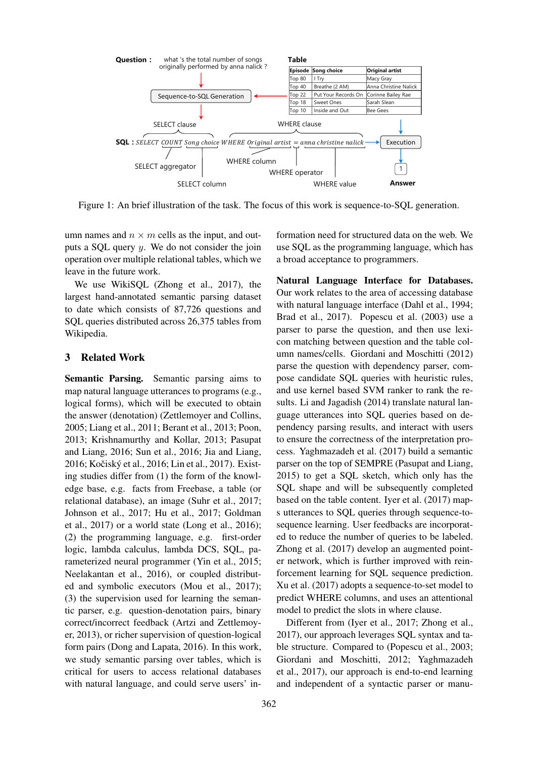**Question :** what 's the total number of songs originally performed by anna nalick ?

**Table**

| Episode | Song choice | Original artist |
|---|---|---|
| Top 80 | I Try | Macy Gray |
| Top 40 | Breathe (2 AM) | Anna Christine Nalick |
| Top 22 | Put Your Records On | Corinne Bailey Rae |
| Top 18 | Sweet Ones | Sarah Slean |
| Top 10 | Inside and Out | Bee Gees |

Sequence-to-SQL Generation

SELECT clause — WHERE clause

**SQL :** *SELECT COUNT Song choice WHERE Original artist = anna christine nalick* → Execution → 1 **Answer**

SELECT aggregator; SELECT column; WHERE column; WHERE operator; WHERE value

Figure 1: An brief illustration of the task. The focus of this work is sequence-to-SQL generation.

umn names and $n \times m$ cells as the input, and outputs a SQL query $y$. We do not consider the join operation over multiple relational tables, which we leave in the future work.

We use WikiSQL (Zhong et al., 2017), the largest hand-annotated semantic parsing dataset to date which consists of 87,726 questions and SQL queries distributed across 26,375 tables from Wikipedia.

## 3 Related Work

**Semantic Parsing.** Semantic parsing aims to map natural language utterances to programs (e.g., logical forms), which will be executed to obtain the answer (denotation) (Zettlemoyer and Collins, 2005; Liang et al., 2011; Berant et al., 2013; Poon, 2013; Krishnamurthy and Kollar, 2013; Pasupat and Liang, 2016; Sun et al., 2016; Jia and Liang, 2016; Kočiský et al., 2016; Lin et al., 2017). Existing studies differ from (1) the form of the knowledge base, e.g. facts from Freebase, a table (or relational database), an image (Suhr et al., 2017; Johnson et al., 2017; Hu et al., 2017; Goldman et al., 2017) or a world state (Long et al., 2016); (2) the programming language, e.g. first-order logic, lambda calculus, lambda DCS, SQL, parameterized neural programmer (Yin et al., 2015; Neelakantan et al., 2016), or coupled distributed and symbolic executors (Mou et al., 2017); (3) the supervision used for learning the semantic parser, e.g. question-denotation pairs, binary correct/incorrect feedback (Artzi and Zettlemoyer, 2013), or richer supervision of question-logical form pairs (Dong and Lapata, 2016). In this work, we study semantic parsing over tables, which is critical for users to access relational databases with natural language, and could serve users' information need for structured data on the web. We use SQL as the programming language, which has a broad acceptance to programmers.

**Natural Language Interface for Databases.** Our work relates to the area of accessing database with natural language interface (Dahl et al., 1994; Brad et al., 2017). Popescu et al. (2003) use a parser to parse the question, and then use lexicon matching between question and the table column names/cells. Giordani and Moschitti (2012) parse the question with dependency parser, compose candidate SQL queries with heuristic rules, and use kernel based SVM ranker to rank the results. Li and Jagadish (2014) translate natural language utterances into SQL queries based on dependency parsing results, and interact with users to ensure the correctness of the interpretation process. Yaghmazadeh et al. (2017) build a semantic parser on the top of SEMPRE (Pasupat and Liang, 2015) to get a SQL sketch, which only has the SQL shape and will be subsequently completed based on the table content. Iyer et al. (2017) maps utterances to SQL queries through sequence-to-sequence learning. User feedbacks are incorporated to reduce the number of queries to be labeled. Zhong et al. (2017) develop an augmented pointer network, which is further improved with reinforcement learning for SQL sequence prediction. Xu et al. (2017) adopts a sequence-to-set model to predict WHERE columns, and uses an attentional model to predict the slots in where clause.

Different from (Iyer et al., 2017; Zhong et al., 2017), our approach leverages SQL syntax and table structure. Compared to (Popescu et al., 2003; Giordani and Moschitti, 2012; Yaghmazadeh et al., 2017), our approach is end-to-end learning and independent of a syntactic parser or manu-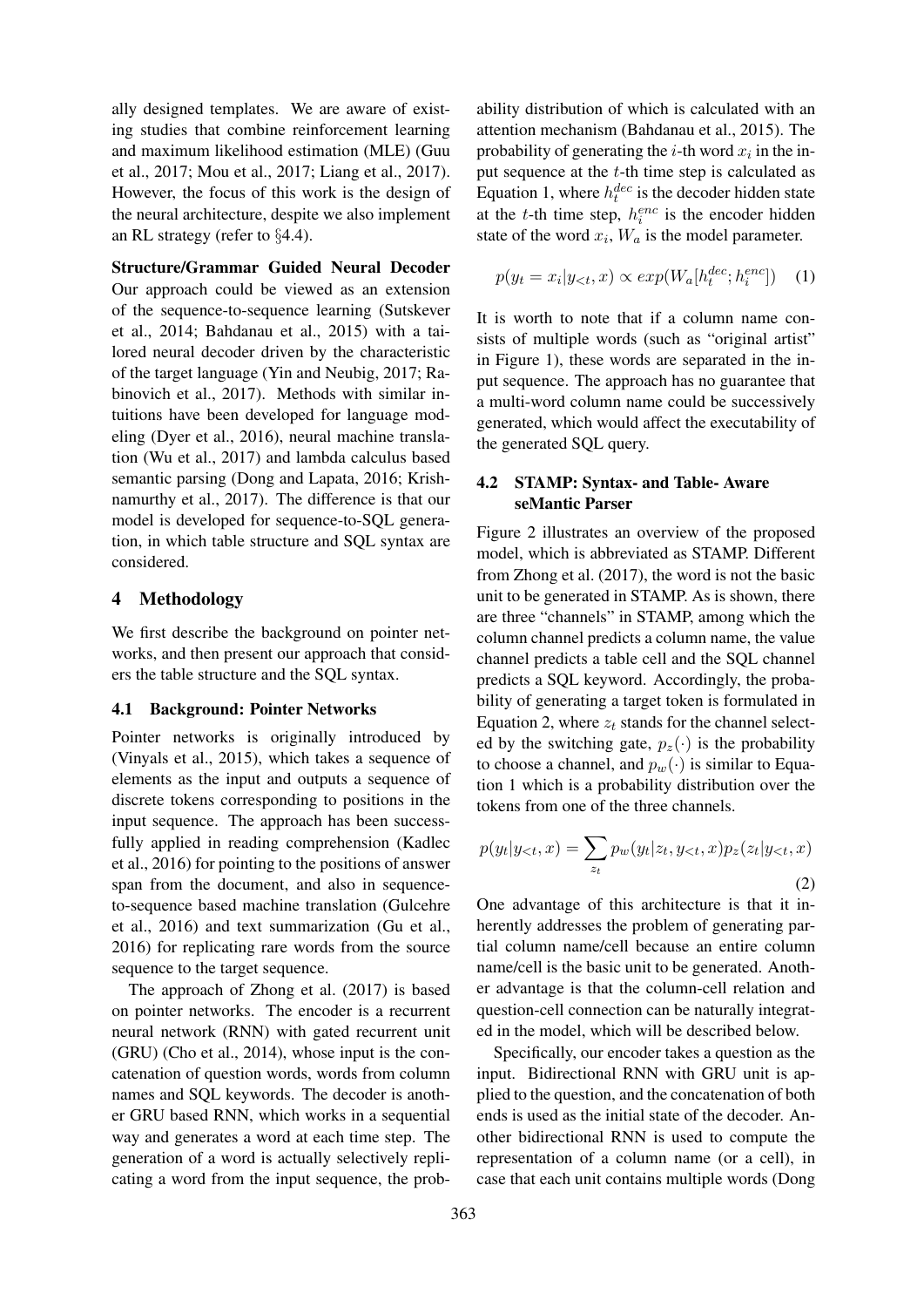ally designed templates. We are aware of existing studies that combine reinforcement learning and maximum likelihood estimation (MLE) (Guu et al., 2017; Mou et al., 2017; Liang et al., 2017). However, the focus of this work is the design of the neural architecture, despite we also implement an RL strategy (refer to §4.4).

**Structure/Grammar Guided Neural Decoder** Our approach could be viewed as an extension of the sequence-to-sequence learning (Sutskever et al., 2014; Bahdanau et al., 2015) with a tailored neural decoder driven by the characteristic of the target language (Yin and Neubig, 2017; Rabinovich et al., 2017). Methods with similar intuitions have been developed for language modeling (Dyer et al., 2016), neural machine translation (Wu et al., 2017) and lambda calculus based semantic parsing (Dong and Lapata, 2016; Krishnamurthy et al., 2017). The difference is that our model is developed for sequence-to-SQL generation, in which table structure and SQL syntax are considered.

# 4 Methodology

We first describe the background on pointer networks, and then present our approach that considers the table structure and the SQL syntax.

## 4.1 Background: Pointer Networks

Pointer networks is originally introduced by (Vinyals et al., 2015), which takes a sequence of elements as the input and outputs a sequence of discrete tokens corresponding to positions in the input sequence. The approach has been successfully applied in reading comprehension (Kadlec et al., 2016) for pointing to the positions of answer span from the document, and also in sequence-to-sequence based machine translation (Gulcehre et al., 2016) and text summarization (Gu et al., 2016) for replicating rare words from the source sequence to the target sequence.

The approach of Zhong et al. (2017) is based on pointer networks. The encoder is a recurrent neural network (RNN) with gated recurrent unit (GRU) (Cho et al., 2014), whose input is the concatenation of question words, words from column names and SQL keywords. The decoder is another GRU based RNN, which works in a sequential way and generates a word at each time step. The generation of a word is actually selectively replicating a word from the input sequence, the probability distribution of which is calculated with an attention mechanism (Bahdanau et al., 2015). The probability of generating the $i$-th word $x_i$ in the input sequence at the $t$-th time step is calculated as Equation 1, where $h_t^{dec}$ is the decoder hidden state at the $t$-th time step, $h_i^{enc}$ is the encoder hidden state of the word $x_i$, $W_a$ is the model parameter.

$$p(y_t = x_i | y_{<t}, x) \propto exp(W_a[h_t^{dec}; h_i^{enc}]) \quad (1)$$

It is worth to note that if a column name consists of multiple words (such as "original artist" in Figure 1), these words are separated in the input sequence. The approach has no guarantee that a multi-word column name could be successively generated, which would affect the executability of the generated SQL query.

## 4.2 STAMP: Syntax- and Table- Aware seMantic Parser

Figure 2 illustrates an overview of the proposed model, which is abbreviated as STAMP. Different from Zhong et al. (2017), the word is not the basic unit to be generated in STAMP. As is shown, there are three "channels" in STAMP, among which the column channel predicts a column name, the value channel predicts a table cell and the SQL channel predicts a SQL keyword. Accordingly, the probability of generating a target token is formulated in Equation 2, where $z_t$ stands for the channel selected by the switching gate, $p_z(\cdot)$ is the probability to choose a channel, and $p_w(\cdot)$ is similar to Equation 1 which is a probability distribution over the tokens from one of the three channels.

$$p(y_t | y_{<t}, x) = \sum_{z_t} p_w(y_t | z_t, y_{<t}, x) p_z(z_t | y_{<t}, x) \quad (2)$$

One advantage of this architecture is that it inherently addresses the problem of generating partial column name/cell because an entire column name/cell is the basic unit to be generated. Another advantage is that the column-cell relation and question-cell connection can be naturally integrated in the model, which will be described below.

Specifically, our encoder takes a question as the input. Bidirectional RNN with GRU unit is applied to the question, and the concatenation of both ends is used as the initial state of the decoder. Another bidirectional RNN is used to compute the representation of a column name (or a cell), in case that each unit contains multiple words (Dong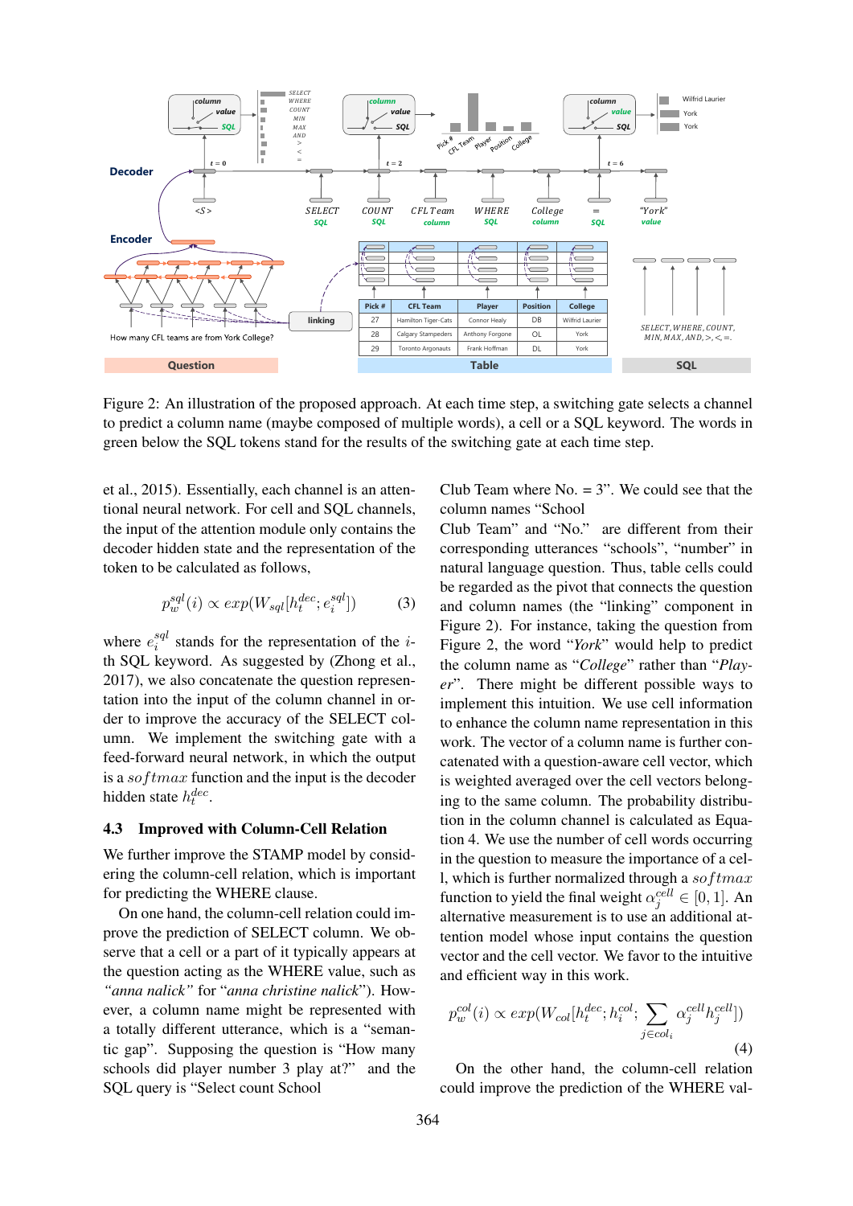Figure 2: An illustration of the proposed approach. At each time step, a switching gate selects a channel to predict a column name (maybe composed of multiple words), a cell or a SQL keyword. The words in green below the SQL tokens stand for the results of the switching gate at each time step.

et al., 2015). Essentially, each channel is an attentional neural network. For cell and SQL channels, the input of the attention module only contains the decoder hidden state and the representation of the token to be calculated as follows,

$$p_w^{sql}(i) \propto exp(W_{sql}[h_t^{dec}; e_i^{sql}]) \quad (3)$$

where $e_i^{sql}$ stands for the representation of the $i$-th SQL keyword. As suggested by (Zhong et al., 2017), we also concatenate the question representation into the input of the column channel in order to improve the accuracy of the SELECT column. We implement the switching gate with a feed-forward neural network, in which the output is a $softmax$ function and the input is the decoder hidden state $h_t^{dec}$.

### 4.3 Improved with Column-Cell Relation

We further improve the STAMP model by considering the column-cell relation, which is important for predicting the WHERE clause.

On one hand, the column-cell relation could improve the prediction of SELECT column. We observe that a cell or a part of it typically appears at the question acting as the WHERE value, such as *"anna nalick"* for "*anna christine nalick*"). However, a column name might be represented with a totally different utterance, which is a "semantic gap". Supposing the question is "How many schools did player number 3 play at?" and the SQL query is "Select count School Club Team where No. = 3". We could see that the column names "School Club Team" and "No." are different from their corresponding utterances "schools", "number" in natural language question. Thus, table cells could be regarded as the pivot that connects the question and column names (the "linking" component in Figure 2). For instance, taking the question from Figure 2, the word "*York*" would help to predict the column name as "*College*" rather than "*Player*". There might be different possible ways to implement this intuition. We use cell information to enhance the column name representation in this work. The vector of a column name is further concatenated with a question-aware cell vector, which is weighted averaged over the cell vectors belonging to the same column. The probability distribution in the column channel is calculated as Equation 4. We use the number of cell words occurring in the question to measure the importance of a cell, which is further normalized through a $softmax$ function to yield the final weight $\alpha_j^{cell} \in [0, 1]$. An alternative measurement is to use an additional attention model whose input contains the question vector and the cell vector. We favor to the intuitive and efficient way in this work.

$$p_w^{col}(i) \propto exp(W_{col}[h_t^{dec}; h_i^{col}; \sum_{j \in col_i} \alpha_j^{cell} h_j^{cell}]) \quad (4)$$

On the other hand, the column-cell relation could improve the prediction of the WHERE val-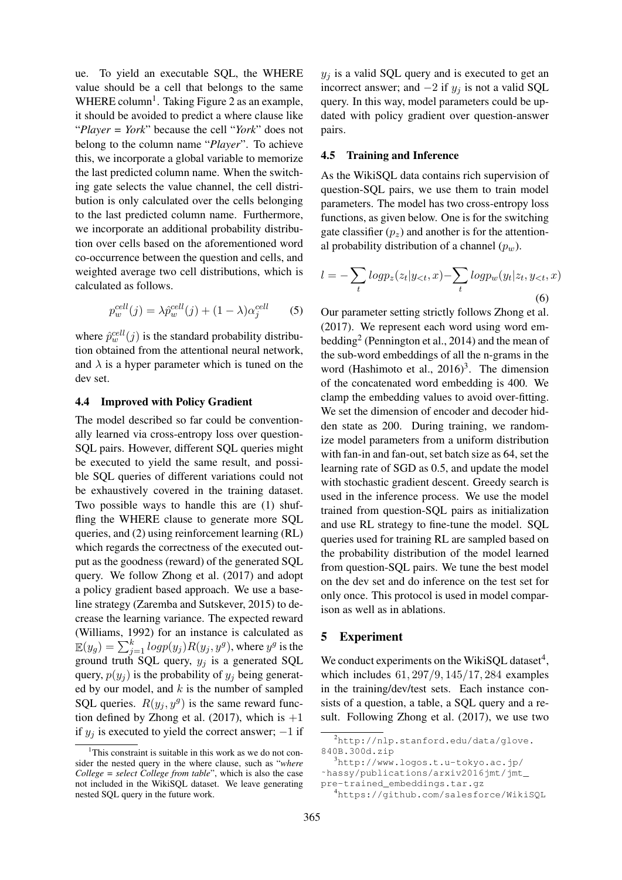ue. To yield an executable SQL, the WHERE value should be a cell that belongs to the same WHERE column[1]. Taking Figure 2 as an example, it should be avoided to predict a where clause like "*Player = York*" because the cell "*York*" does not belong to the column name "*Player*". To achieve this, we incorporate a global variable to memorize the last predicted column name. When the switching gate selects the value channel, the cell distribution is only calculated over the cells belonging to the last predicted column name. Furthermore, we incorporate an additional probability distribution over cells based on the aforementioned word co-occurrence between the question and cells, and weighted average two cell distributions, which is calculated as follows.

$$p_w^{cell}(j) = \lambda \hat{p}_w^{cell}(j) + (1-\lambda)\alpha_j^{cell} \tag{5}$$

where $\hat{p}_w^{cell}(j)$ is the standard probability distribution obtained from the attentional neural network, and $\lambda$ is a hyper parameter which is tuned on the dev set.

### 4.4 Improved with Policy Gradient

The model described so far could be conventionally learned via cross-entropy loss over question-SQL pairs. However, different SQL queries might be executed to yield the same result, and possible SQL queries of different variations could not be exhaustively covered in the training dataset. Two possible ways to handle this are (1) shuffling the WHERE clause to generate more SQL queries, and (2) using reinforcement learning (RL) which regards the correctness of the executed output as the goodness (reward) of the generated SQL query. We follow Zhong et al. (2017) and adopt a policy gradient based approach. We use a baseline strategy (Zaremba and Sutskever, 2015) to decrease the learning variance. The expected reward (Williams, 1992) for an instance is calculated as $\mathbb{E}(y_g) = \sum_{j=1}^{k} logp(y_j)R(y_j, y^g)$, where $y^g$ is the ground truth SQL query, $y_j$ is a generated SQL query, $p(y_j)$ is the probability of $y_j$ being generated by our model, and $k$ is the number of sampled SQL queries. $R(y_j, y^g)$ is the same reward function defined by Zhong et al. (2017), which is $+1$ if $y_j$ is executed to yield the correct answer; $-1$ if $y_j$ is a valid SQL query and is executed to get an incorrect answer; and $-2$ if $y_j$ is not a valid SQL query. In this way, model parameters could be updated with policy gradient over question-answer pairs.

### 4.5 Training and Inference

As the WikiSQL data contains rich supervision of question-SQL pairs, we use them to train model parameters. The model has two cross-entropy loss functions, as given below. One is for the switching gate classifier ($p_z$) and another is for the attentional probability distribution of a channel ($p_w$).

$$l = -\sum_t logp_z(z_t|y_{<t}, x) - \sum_t logp_w(y_t|z_t, y_{<t}, x) \tag{6}$$

Our parameter setting strictly follows Zhong et al. (2017). We represent each word using word embedding[2] (Pennington et al., 2014) and the mean of the sub-word embeddings of all the n-grams in the word (Hashimoto et al., 2016)[3]. The dimension of the concatenated word embedding is 400. We clamp the embedding values to avoid over-fitting. We set the dimension of encoder and decoder hidden state as 200. During training, we randomize model parameters from a uniform distribution with fan-in and fan-out, set batch size as 64, set the learning rate of SGD as 0.5, and update the model with stochastic gradient descent. Greedy search is used in the inference process. We use the model trained from question-SQL pairs as initialization and use RL strategy to fine-tune the model. SQL queries used for training RL are sampled based on the probability distribution of the model learned from question-SQL pairs. We tune the best model on the dev set and do inference on the test set for only once. This protocol is used in model comparison as well as in ablations.

## 5 Experiment

We conduct experiments on the WikiSQL dataset[4], which includes $61,297/9,145/17,284$ examples in the training/dev/test sets. Each instance consists of a question, a table, a SQL query and a result. Following Zhong et al. (2017), we use two

[1] This constraint is suitable in this work as we do not consider the nested query in the where clause, such as "*where College = select College from table*", which is also the case not included in the WikiSQL dataset. We leave generating nested SQL query in the future work.

[2] http://nlp.stanford.edu/data/glove.840B.300d.zip

[3] http://www.logos.t.u-tokyo.ac.jp/~hassy/publications/arxiv2016jmt/jmt_pre-trained_embeddings.tar.gz

[4] https://github.com/salesforce/WikiSQL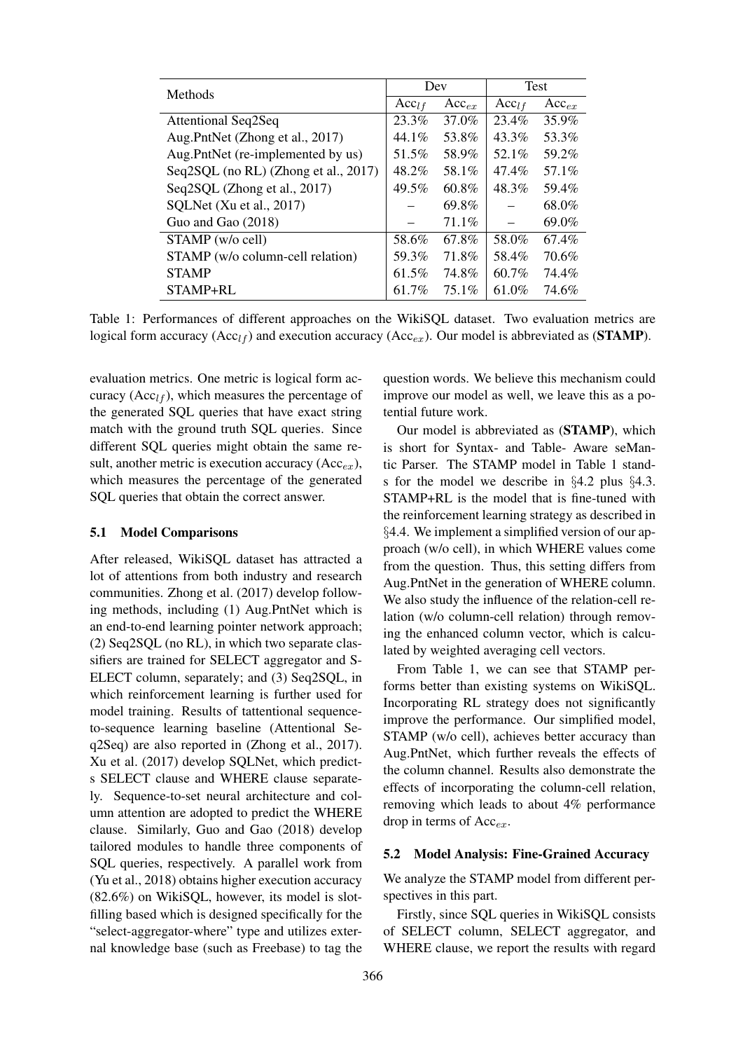| Methods | Dev | | Test | |
|---|---|---|---|---|
| | $\text{Acc}_{lf}$ | $\text{Acc}_{ex}$ | $\text{Acc}_{lf}$ | $\text{Acc}_{ex}$ |
| Attentional Seq2Seq | 23.3% | 37.0% | 23.4% | 35.9% |
| Aug.PntNet (Zhong et al., 2017) | 44.1% | 53.8% | 43.3% | 53.3% |
| Aug.PntNet (re-implemented by us) | 51.5% | 58.9% | 52.1% | 59.2% |
| Seq2SQL (no RL) (Zhong et al., 2017) | 48.2% | 58.1% | 47.4% | 57.1% |
| Seq2SQL (Zhong et al., 2017) | 49.5% | 60.8% | 48.3% | 59.4% |
| SQLNet (Xu et al., 2017) | – | 69.8% | – | 68.0% |
| Guo and Gao (2018) | – | 71.1% | – | 69.0% |
| STAMP (w/o cell) | 58.6% | 67.8% | 58.0% | 67.4% |
| STAMP (w/o column-cell relation) | 59.3% | 71.8% | 58.4% | 70.6% |
| STAMP | 61.5% | 74.8% | 60.7% | 74.4% |
| STAMP+RL | 61.7% | 75.1% | 61.0% | 74.6% |

Table 1: Performances of different approaches on the WikiSQL dataset. Two evaluation metrics are logical form accuracy ($\text{Acc}_{lf}$) and execution accuracy ($\text{Acc}_{ex}$). Our model is abbreviated as (**STAMP**).

evaluation metrics. One metric is logical form accuracy ($\text{Acc}_{lf}$), which measures the percentage of the generated SQL queries that have exact string match with the ground truth SQL queries. Since different SQL queries might obtain the same result, another metric is execution accuracy ($\text{Acc}_{ex}$), which measures the percentage of the generated SQL queries that obtain the correct answer.

### 5.1 Model Comparisons

After released, WikiSQL dataset has attracted a lot of attentions from both industry and research communities. Zhong et al. (2017) develop following methods, including (1) Aug.PntNet which is an end-to-end learning pointer network approach; (2) Seq2SQL (no RL), in which two separate classifiers are trained for SELECT aggregator and SELECT column, separately; and (3) Seq2SQL, in which reinforcement learning is further used for model training. Results of tattentional sequence-to-sequence learning baseline (Attentional Seq2Seq) are also reported in (Zhong et al., 2017). Xu et al. (2017) develop SQLNet, which predicts SELECT clause and WHERE clause separately. Sequence-to-set neural architecture and column attention are adopted to predict the WHERE clause. Similarly, Guo and Gao (2018) develop tailored modules to handle three components of SQL queries, respectively. A parallel work from (Yu et al., 2018) obtains higher execution accuracy (82.6%) on WikiSQL, however, its model is slot-filling based which is designed specifically for the "select-aggregator-where" type and utilizes external knowledge base (such as Freebase) to tag the question words. We believe this mechanism could improve our model as well, we leave this as a potential future work.

Our model is abbreviated as (**STAMP**), which is short for Syntax- and Table- Aware seMantic Parser. The STAMP model in Table 1 stands for the model we describe in §4.2 plus §4.3. STAMP+RL is the model that is fine-tuned with the reinforcement learning strategy as described in §4.4. We implement a simplified version of our approach (w/o cell), in which WHERE values come from the question. Thus, this setting differs from Aug.PntNet in the generation of WHERE column. We also study the influence of the relation-cell relation (w/o column-cell relation) through removing the enhanced column vector, which is calculated by weighted averaging cell vectors.

From Table 1, we can see that STAMP performs better than existing systems on WikiSQL. Incorporating RL strategy does not significantly improve the performance. Our simplified model, STAMP (w/o cell), achieves better accuracy than Aug.PntNet, which further reveals the effects of the column channel. Results also demonstrate the effects of incorporating the column-cell relation, removing which leads to about 4% performance drop in terms of $\text{Acc}_{ex}$.

### 5.2 Model Analysis: Fine-Grained Accuracy

We analyze the STAMP model from different perspectives in this part.

Firstly, since SQL queries in WikiSQL consists of SELECT column, SELECT aggregator, and WHERE clause, we report the results with regard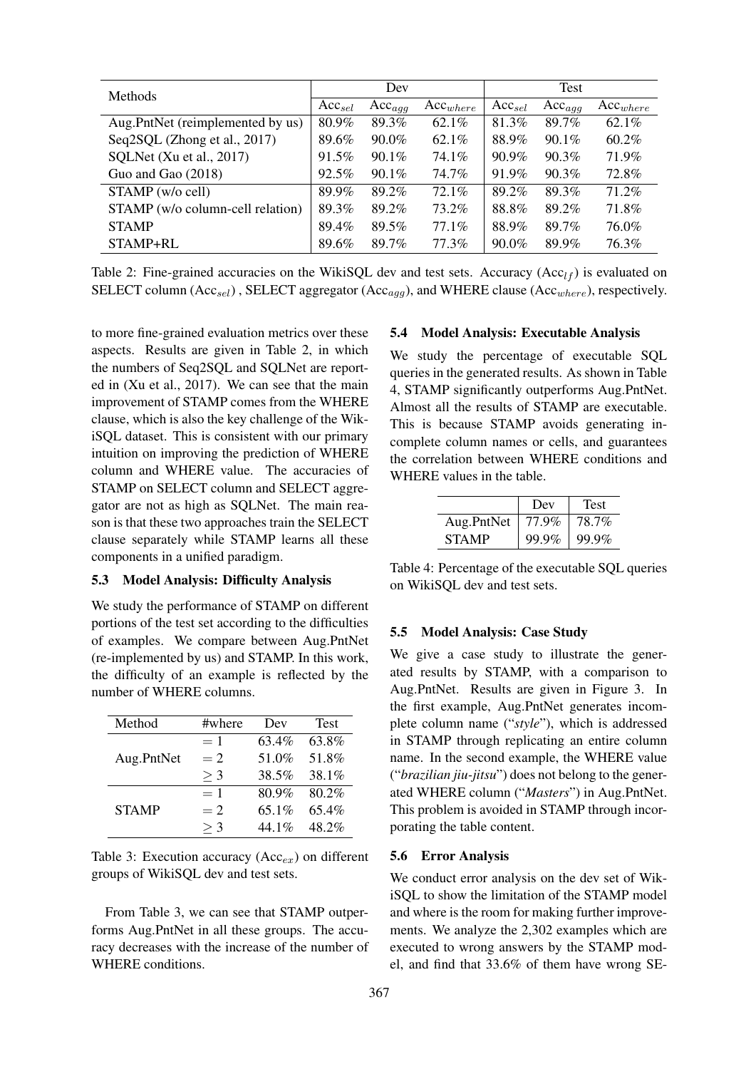| Methods | Dev | | | Test | | |
|---|---|---|---|---|---|---|
| | $\text{Acc}_{sel}$ | $\text{Acc}_{agg}$ | $\text{Acc}_{where}$ | $\text{Acc}_{sel}$ | $\text{Acc}_{agg}$ | $\text{Acc}_{where}$ |
| Aug.PntNet (reimplemented by us) | 80.9% | 89.3% | 62.1% | 81.3% | 89.7% | 62.1% |
| Seq2SQL (Zhong et al., 2017) | 89.6% | 90.0% | 62.1% | 88.9% | 90.1% | 60.2% |
| SQLNet (Xu et al., 2017) | 91.5% | 90.1% | 74.1% | 90.9% | 90.3% | 71.9% |
| Guo and Gao (2018) | 92.5% | 90.1% | 74.7% | 91.9% | 90.3% | 72.8% |
| STAMP (w/o cell) | 89.9% | 89.2% | 72.1% | 89.2% | 89.3% | 71.2% |
| STAMP (w/o column-cell relation) | 89.3% | 89.2% | 73.2% | 88.8% | 89.2% | 71.8% |
| STAMP | 89.4% | 89.5% | 77.1% | 88.9% | 89.7% | 76.0% |
| STAMP+RL | 89.6% | 89.7% | 77.3% | 90.0% | 89.9% | 76.3% |

Table 2: Fine-grained accuracies on the WikiSQL dev and test sets. Accuracy ($\text{Acc}_{lf}$) is evaluated on SELECT column ($\text{Acc}_{sel}$) , SELECT aggregator ($\text{Acc}_{agg}$), and WHERE clause ($\text{Acc}_{where}$), respectively.

to more fine-grained evaluation metrics over these aspects. Results are given in Table 2, in which the numbers of Seq2SQL and SQLNet are reported in (Xu et al., 2017). We can see that the main improvement of STAMP comes from the WHERE clause, which is also the key challenge of the WikiSQL dataset. This is consistent with our primary intuition on improving the prediction of WHERE column and WHERE value. The accuracies of STAMP on SELECT column and SELECT aggregator are not as high as SQLNet. The main reason is that these two approaches train the SELECT clause separately while STAMP learns all these components in a unified paradigm.

### 5.3 Model Analysis: Difficulty Analysis

We study the performance of STAMP on different portions of the test set according to the difficulties of examples. We compare between Aug.PntNet (re-implemented by us) and STAMP. In this work, the difficulty of an example is reflected by the number of WHERE columns.

| Method | #where | Dev | Test |
|---|---|---|---|
| Aug.PntNet | $=1$ | 63.4% | 63.8% |
| | $=2$ | 51.0% | 51.8% |
| | $\geq 3$ | 38.5% | 38.1% |
| STAMP | $=1$ | 80.9% | 80.2% |
| | $=2$ | 65.1% | 65.4% |
| | $\geq 3$ | 44.1% | 48.2% |

Table 3: Execution accuracy ($\text{Acc}_{ex}$) on different groups of WikiSQL dev and test sets.

From Table 3, we can see that STAMP outperforms Aug.PntNet in all these groups. The accuracy decreases with the increase of the number of WHERE conditions.

### 5.4 Model Analysis: Executable Analysis

We study the percentage of executable SQL queries in the generated results. As shown in Table 4, STAMP significantly outperforms Aug.PntNet. Almost all the results of STAMP are executable. This is because STAMP avoids generating incomplete column names or cells, and guarantees the correlation between WHERE conditions and WHERE values in the table.

| | Dev | Test |
|---|---|---|
| Aug.PntNet | 77.9% | 78.7% |
| STAMP | 99.9% | 99.9% |

Table 4: Percentage of the executable SQL queries on WikiSQL dev and test sets.

### 5.5 Model Analysis: Case Study

We give a case study to illustrate the generated results by STAMP, with a comparison to Aug.PntNet. Results are given in Figure 3. In the first example, Aug.PntNet generates incomplete column name ("*style*"), which is addressed in STAMP through replicating an entire column name. In the second example, the WHERE value ("*brazilian jiu-jitsu*") does not belong to the generated WHERE column ("*Masters*") in Aug.PntNet. This problem is avoided in STAMP through incorporating the table content.

### 5.6 Error Analysis

We conduct error analysis on the dev set of WikiSQL to show the limitation of the STAMP model and where is the room for making further improvements. We analyze the 2,302 examples which are executed to wrong answers by the STAMP model, and find that 33.6% of them have wrong SE-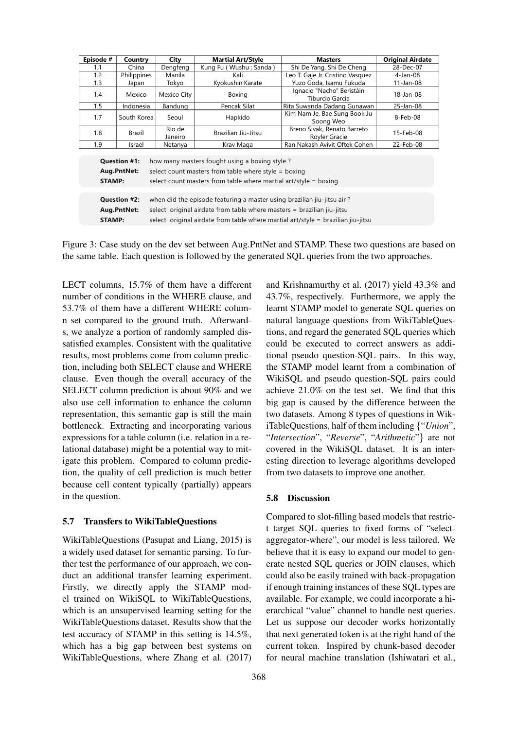| Episode # | Country | City | Martial Art/Style | Masters | Original Airdate |
|---|---|---|---|---|---|
| 1.1 | China | Dengfeng | Kung Fu ( Wushu ; Sanda ) | Shi De Yang, Shi De Cheng | 28-Dec-07 |
| 1.2 | Philippines | Manila | Kali | Leo T. Gaje Jr. Cristino Vasquez | 4-Jan-08 |
| 1.3 | Japan | Tokyo | Kyokushin Karate | Yuzo Goda, Isamu Fukuda | 11-Jan-08 |
| 1.4 | Mexico | Mexico City | Boxing | Ignacio "Nacho" Beristáin Tiburcio Garcia | 18-Jan-08 |
| 1.5 | Indonesia | Bandung | Pencak Silat | Rita Suwanda Dadang Gunawan | 25-Jan-08 |
| 1.7 | South Korea | Seoul | Hapkido | Kim Nam Je, Bae Sung Book Ju Soong Weo | 8-Feb-08 |
| 1.8 | Brazil | Rio de Janeiro | Brazilian Jiu-Jitsu | Breno Sivak, Renato Barreto Royler Gracie | 15-Feb-08 |
| 1.9 | Israel | Netanya | Krav Maga | Ran Nakash Avivit Oftek Cohen | 22-Feb-08 |

**Question #1:** how many masters fought using a boxing style ?
**Aug.PntNet:** select count masters from table where style = boxing
**STAMP:** select count masters from table where martial art/style = boxing

**Question #2:** when did the episode featuring a master using brazilian jiu-jitsu air ?
**Aug.PntNet:** select original airdate from table where masters = brazilian jiu-jitsu
**STAMP:** select original airdate from table where martial art/style = brazilian jiu-jitsu

Figure 3: Case study on the dev set between Aug.PntNet and STAMP. These two questions are based on the same table. Each question is followed by the generated SQL queries from the two approaches.

LECT columns, 15.7% of them have a different number of conditions in the WHERE clause, and 53.7% of them have a different WHERE column set compared to the ground truth. Afterwards, we analyze a portion of randomly sampled dissatisfied examples. Consistent with the qualitative results, most problems come from column prediction, including both SELECT clause and WHERE clause. Even though the overall accuracy of the SELECT column prediction is about 90% and we also use cell information to enhance the column representation, this semantic gap is still the main bottleneck. Extracting and incorporating various expressions for a table column (i.e. relation in a relational database) might be a potential way to mitigate this problem. Compared to column prediction, the quality of cell prediction is much better because cell content typically (partially) appears in the question.

### 5.7 Transfers to WikiTableQuestions

WikiTableQuestions (Pasupat and Liang, 2015) is a widely used dataset for semantic parsing. To further test the performance of our approach, we conduct an additional transfer learning experiment. Firstly, we directly apply the STAMP model trained on WikiSQL to WikiTableQuestions, which is an unsupervised learning setting for the WikiTableQuestions dataset. Results show that the test accuracy of STAMP in this setting is 14.5%, which has a big gap between best systems on WikiTableQuestions, where Zhang et al. (2017) and Krishnamurthy et al. (2017) yield 43.3% and 43.7%, respectively. Furthermore, we apply the learnt STAMP model to generate SQL queries on natural language questions from WikiTableQuestions, and regard the generated SQL queries which could be executed to correct answers as additional pseudo question-SQL pairs. In this way, the STAMP model learnt from a combination of WikiSQL and pseudo question-SQL pairs could achieve 21.0% on the test set. We find that this big gap is caused by the difference between the two datasets. Among 8 types of questions in WikiTableQuestions, half of them including {"*Union*", "*Intersection*", "*Reverse*", "*Arithmetic*"} are not covered in the WikiSQL dataset. It is an interesting direction to leverage algorithms developed from two datasets to improve one another.

### 5.8 Discussion

Compared to slot-filling based models that restrict target SQL queries to fixed forms of "select-aggregator-where", our model is less tailored. We believe that it is easy to expand our model to generate nested SQL queries or JOIN clauses, which could also be easily trained with back-propagation if enough training instances of these SQL types are available. For example, we could incorporate a hierarchical "value" channel to handle nest queries. Let us suppose our decoder works horizontally that next generated token is at the right hand of the current token. Inspired by chunk-based decoder for neural machine translation (Ishiwatari et al.,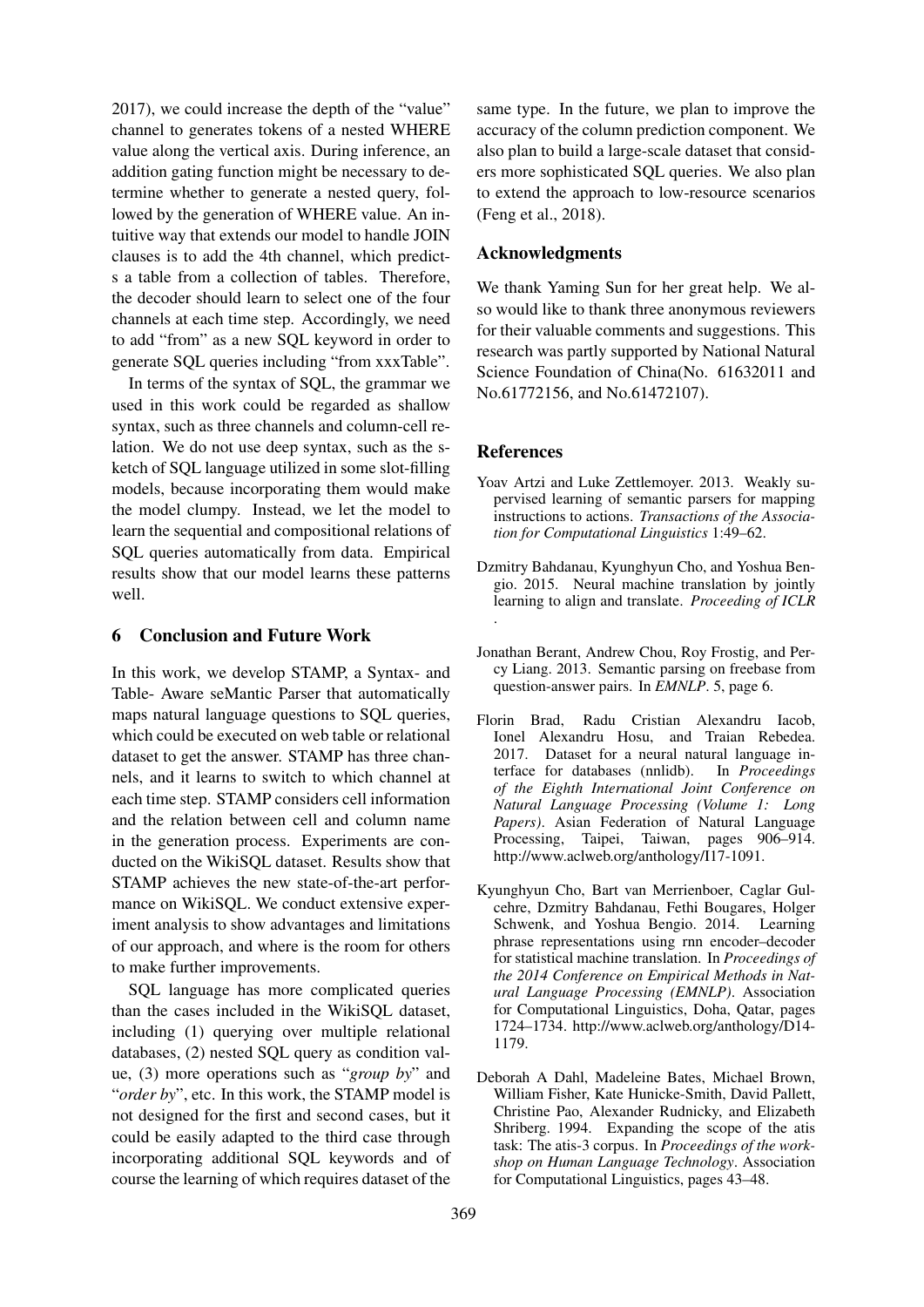2017), we could increase the depth of the "value" channel to generates tokens of a nested WHERE value along the vertical axis. During inference, an addition gating function might be necessary to determine whether to generate a nested query, followed by the generation of WHERE value. An intuitive way that extends our model to handle JOIN clauses is to add the 4th channel, which predicts a table from a collection of tables. Therefore, the decoder should learn to select one of the four channels at each time step. Accordingly, we need to add "from" as a new SQL keyword in order to generate SQL queries including "from xxxTable".

In terms of the syntax of SQL, the grammar we used in this work could be regarded as shallow syntax, such as three channels and column-cell relation. We do not use deep syntax, such as the sketch of SQL language utilized in some slot-filling models, because incorporating them would make the model clumpy. Instead, we let the model to learn the sequential and compositional relations of SQL queries automatically from data. Empirical results show that our model learns these patterns well.

## 6 Conclusion and Future Work

In this work, we develop STAMP, a Syntax- and Table- Aware seMantic Parser that automatically maps natural language questions to SQL queries, which could be executed on web table or relational dataset to get the answer. STAMP has three channels, and it learns to switch to which channel at each time step. STAMP considers cell information and the relation between cell and column name in the generation process. Experiments are conducted on the WikiSQL dataset. Results show that STAMP achieves the new state-of-the-art performance on WikiSQL. We conduct extensive experiment analysis to show advantages and limitations of our approach, and where is the room for others to make further improvements.

SQL language has more complicated queries than the cases included in the WikiSQL dataset, including (1) querying over multiple relational databases, (2) nested SQL query as condition value, (3) more operations such as "*group by*" and "*order by*", etc. In this work, the STAMP model is not designed for the first and second cases, but it could be easily adapted to the third case through incorporating additional SQL keywords and of course the learning of which requires dataset of the same type. In the future, we plan to improve the accuracy of the column prediction component. We also plan to build a large-scale dataset that considers more sophisticated SQL queries. We also plan to extend the approach to low-resource scenarios (Feng et al., 2018).

## Acknowledgments

We thank Yaming Sun for her great help. We also would like to thank three anonymous reviewers for their valuable comments and suggestions. This research was partly supported by National Natural Science Foundation of China(No. 61632011 and No.61772156, and No.61472107).

## References

Yoav Artzi and Luke Zettlemoyer. 2013. Weakly supervised learning of semantic parsers for mapping instructions to actions. *Transactions of the Association for Computational Linguistics* 1:49–62.

Dzmitry Bahdanau, Kyunghyun Cho, and Yoshua Bengio. 2015. Neural machine translation by jointly learning to align and translate. *Proceeding of ICLR*.

Jonathan Berant, Andrew Chou, Roy Frostig, and Percy Liang. 2013. Semantic parsing on freebase from question-answer pairs. In *EMNLP*. 5, page 6.

Florin Brad, Radu Cristian Alexandru Iacob, Ionel Alexandru Hosu, and Traian Rebedea. 2017. Dataset for a neural natural language interface for databases (nnlidb). In *Proceedings of the Eighth International Joint Conference on Natural Language Processing (Volume 1: Long Papers)*. Asian Federation of Natural Language Processing, Taipei, Taiwan, pages 906–914. http://www.aclweb.org/anthology/I17-1091.

Kyunghyun Cho, Bart van Merrienboer, Caglar Gulcehre, Dzmitry Bahdanau, Fethi Bougares, Holger Schwenk, and Yoshua Bengio. 2014. Learning phrase representations using rnn encoder–decoder for statistical machine translation. In *Proceedings of the 2014 Conference on Empirical Methods in Natural Language Processing (EMNLP)*. Association for Computational Linguistics, Doha, Qatar, pages 1724–1734. http://www.aclweb.org/anthology/D14-1179.

Deborah A Dahl, Madeleine Bates, Michael Brown, William Fisher, Kate Hunicke-Smith, David Pallett, Christine Pao, Alexander Rudnicky, and Elizabeth Shriberg. 1994. Expanding the scope of the atis task: The atis-3 corpus. In *Proceedings of the workshop on Human Language Technology*. Association for Computational Linguistics, pages 43–48.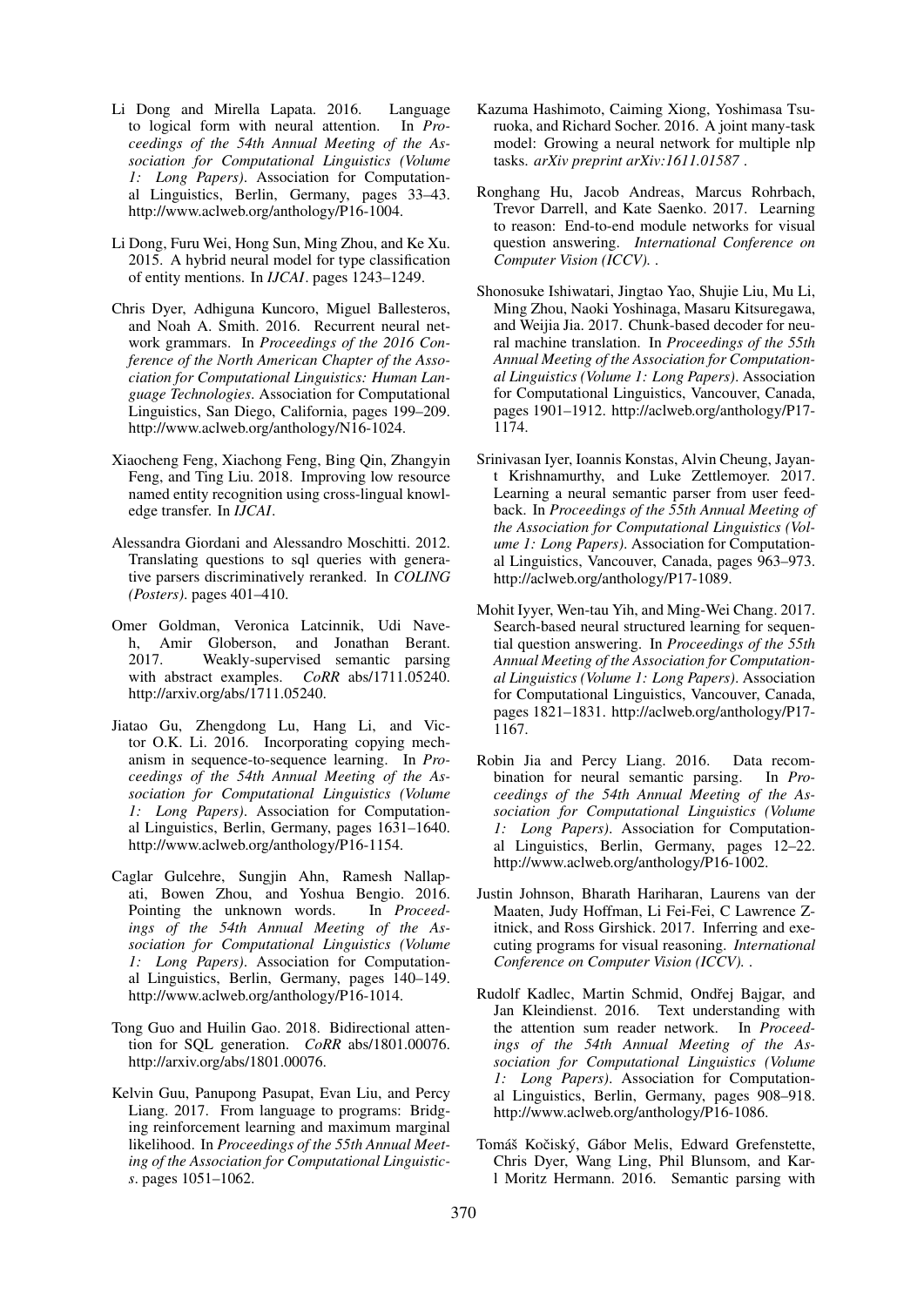Li Dong and Mirella Lapata. 2016. Language to logical form with neural attention. In *Proceedings of the 54th Annual Meeting of the Association for Computational Linguistics (Volume 1: Long Papers)*. Association for Computational Linguistics, Berlin, Germany, pages 33–43. http://www.aclweb.org/anthology/P16-1004.

Li Dong, Furu Wei, Hong Sun, Ming Zhou, and Ke Xu. 2015. A hybrid neural model for type classification of entity mentions. In *IJCAI*. pages 1243–1249.

Chris Dyer, Adhiguna Kuncoro, Miguel Ballesteros, and Noah A. Smith. 2016. Recurrent neural network grammars. In *Proceedings of the 2016 Conference of the North American Chapter of the Association for Computational Linguistics: Human Language Technologies*. Association for Computational Linguistics, San Diego, California, pages 199–209. http://www.aclweb.org/anthology/N16-1024.

Xiaocheng Feng, Xiachong Feng, Bing Qin, Zhangyin Feng, and Ting Liu. 2018. Improving low resource named entity recognition using cross-lingual knowledge transfer. In *IJCAI*.

Alessandra Giordani and Alessandro Moschitti. 2012. Translating questions to sql queries with generative parsers discriminatively reranked. In *COLING (Posters)*. pages 401–410.

Omer Goldman, Veronica Latcinnik, Udi Naveh, Amir Globerson, and Jonathan Berant. 2017. Weakly-supervised semantic parsing with abstract examples. *CoRR* abs/1711.05240. http://arxiv.org/abs/1711.05240.

Jiatao Gu, Zhengdong Lu, Hang Li, and Victor O.K. Li. 2016. Incorporating copying mechanism in sequence-to-sequence learning. In *Proceedings of the 54th Annual Meeting of the Association for Computational Linguistics (Volume 1: Long Papers)*. Association for Computational Linguistics, Berlin, Germany, pages 1631–1640. http://www.aclweb.org/anthology/P16-1154.

Caglar Gulcehre, Sungjin Ahn, Ramesh Nallapati, Bowen Zhou, and Yoshua Bengio. 2016. Pointing the unknown words. In *Proceedings of the 54th Annual Meeting of the Association for Computational Linguistics (Volume 1: Long Papers)*. Association for Computational Linguistics, Berlin, Germany, pages 140–149. http://www.aclweb.org/anthology/P16-1014.

Tong Guo and Huilin Gao. 2018. Bidirectional attention for SQL generation. *CoRR* abs/1801.00076. http://arxiv.org/abs/1801.00076.

Kelvin Guu, Panupong Pasupat, Evan Liu, and Percy Liang. 2017. From language to programs: Bridging reinforcement learning and maximum marginal likelihood. In *Proceedings of the 55th Annual Meeting of the Association for Computational Linguistics*. pages 1051–1062.

Kazuma Hashimoto, Caiming Xiong, Yoshimasa Tsuruoka, and Richard Socher. 2016. A joint many-task model: Growing a neural network for multiple nlp tasks. *arXiv preprint arXiv:1611.01587* .

Ronghang Hu, Jacob Andreas, Marcus Rohrbach, Trevor Darrell, and Kate Saenko. 2017. Learning to reason: End-to-end module networks for visual question answering. *International Conference on Computer Vision (ICCV)*. .

Shonosuke Ishiwatari, Jingtao Yao, Shujie Liu, Mu Li, Ming Zhou, Naoki Yoshinaga, Masaru Kitsuregawa, and Weijia Jia. 2017. Chunk-based decoder for neural machine translation. In *Proceedings of the 55th Annual Meeting of the Association for Computational Linguistics (Volume 1: Long Papers)*. Association for Computational Linguistics, Vancouver, Canada, pages 1901–1912. http://aclweb.org/anthology/P17-1174.

Srinivasan Iyer, Ioannis Konstas, Alvin Cheung, Jayant Krishnamurthy, and Luke Zettlemoyer. 2017. Learning a neural semantic parser from user feedback. In *Proceedings of the 55th Annual Meeting of the Association for Computational Linguistics (Volume 1: Long Papers)*. Association for Computational Linguistics, Vancouver, Canada, pages 963–973. http://aclweb.org/anthology/P17-1089.

Mohit Iyyer, Wen-tau Yih, and Ming-Wei Chang. 2017. Search-based neural structured learning for sequential question answering. In *Proceedings of the 55th Annual Meeting of the Association for Computational Linguistics (Volume 1: Long Papers)*. Association for Computational Linguistics, Vancouver, Canada, pages 1821–1831. http://aclweb.org/anthology/P17-1167.

Robin Jia and Percy Liang. 2016. Data recombination for neural semantic parsing. In *Proceedings of the 54th Annual Meeting of the Association for Computational Linguistics (Volume 1: Long Papers)*. Association for Computational Linguistics, Berlin, Germany, pages 12–22. http://www.aclweb.org/anthology/P16-1002.

Justin Johnson, Bharath Hariharan, Laurens van der Maaten, Judy Hoffman, Li Fei-Fei, C Lawrence Zitnick, and Ross Girshick. 2017. Inferring and executing programs for visual reasoning. *International Conference on Computer Vision (ICCV)*. .

Rudolf Kadlec, Martin Schmid, Ondřej Bajgar, and Jan Kleindienst. 2016. Text understanding with the attention sum reader network. In *Proceedings of the 54th Annual Meeting of the Association for Computational Linguistics (Volume 1: Long Papers)*. Association for Computational Linguistics, Berlin, Germany, pages 908–918. http://www.aclweb.org/anthology/P16-1086.

Tomáš Kočiský, Gábor Melis, Edward Grefenstette, Chris Dyer, Wang Ling, Phil Blunsom, and Karl Moritz Hermann. 2016. Semantic parsing with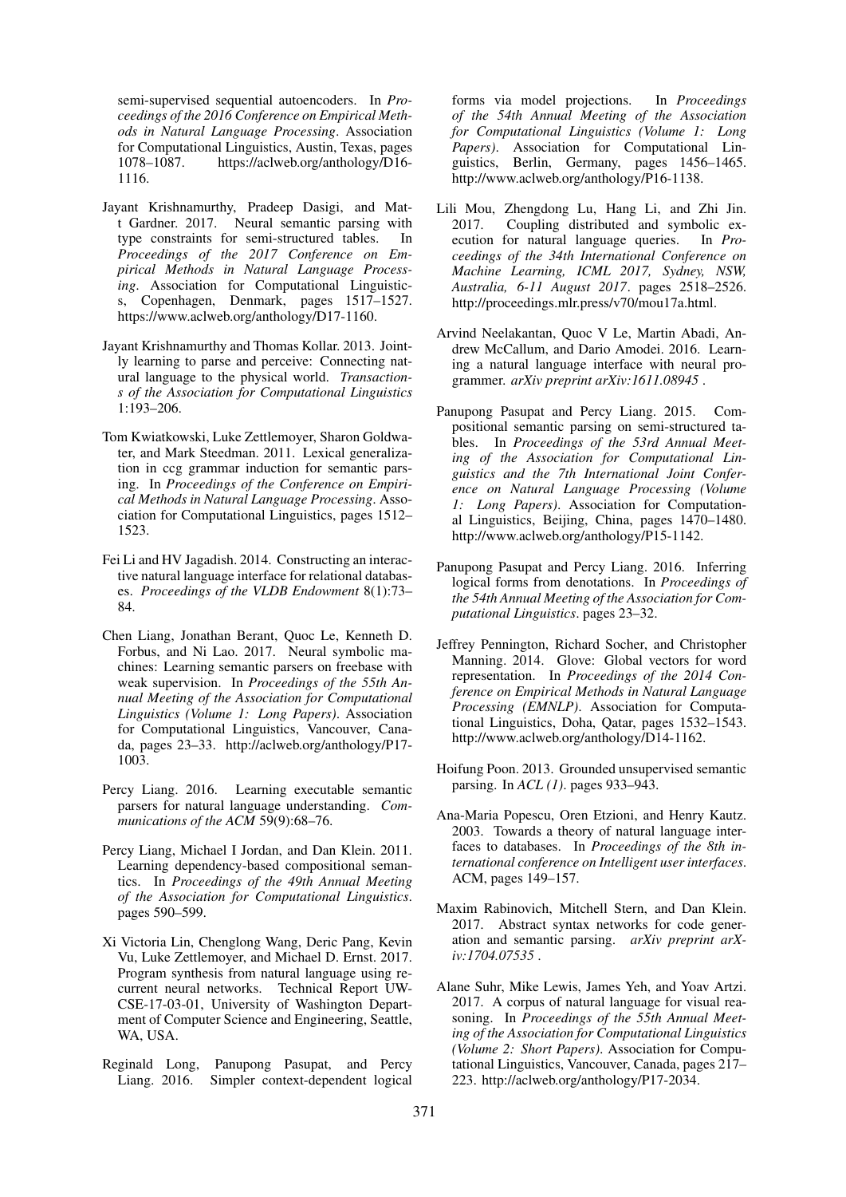semi-supervised sequential autoencoders. In *Proceedings of the 2016 Conference on Empirical Methods in Natural Language Processing*. Association for Computational Linguistics, Austin, Texas, pages 1078–1087. https://aclweb.org/anthology/D16-1116.

Jayant Krishnamurthy, Pradeep Dasigi, and Matt Gardner. 2017. Neural semantic parsing with type constraints for semi-structured tables. In *Proceedings of the 2017 Conference on Empirical Methods in Natural Language Processing*. Association for Computational Linguistics, Copenhagen, Denmark, pages 1517–1527. https://www.aclweb.org/anthology/D17-1160.

Jayant Krishnamurthy and Thomas Kollar. 2013. Jointly learning to parse and perceive: Connecting natural language to the physical world. *Transactions of the Association for Computational Linguistics* 1:193–206.

Tom Kwiatkowski, Luke Zettlemoyer, Sharon Goldwater, and Mark Steedman. 2011. Lexical generalization in ccg grammar induction for semantic parsing. In *Proceedings of the Conference on Empirical Methods in Natural Language Processing*. Association for Computational Linguistics, pages 1512–1523.

Fei Li and HV Jagadish. 2014. Constructing an interactive natural language interface for relational databases. *Proceedings of the VLDB Endowment* 8(1):73–84.

Chen Liang, Jonathan Berant, Quoc Le, Kenneth D. Forbus, and Ni Lao. 2017. Neural symbolic machines: Learning semantic parsers on freebase with weak supervision. In *Proceedings of the 55th Annual Meeting of the Association for Computational Linguistics (Volume 1: Long Papers)*. Association for Computational Linguistics, Vancouver, Canada, pages 23–33. http://aclweb.org/anthology/P17-1003.

Percy Liang. 2016. Learning executable semantic parsers for natural language understanding. *Communications of the ACM* 59(9):68–76.

Percy Liang, Michael I Jordan, and Dan Klein. 2011. Learning dependency-based compositional semantics. In *Proceedings of the 49th Annual Meeting of the Association for Computational Linguistics*. pages 590–599.

Xi Victoria Lin, Chenglong Wang, Deric Pang, Kevin Vu, Luke Zettlemoyer, and Michael D. Ernst. 2017. Program synthesis from natural language using recurrent neural networks. Technical Report UW-CSE-17-03-01, University of Washington Department of Computer Science and Engineering, Seattle, WA, USA.

Reginald Long, Panupong Pasupat, and Percy Liang. 2016. Simpler context-dependent logical forms via model projections. In *Proceedings of the 54th Annual Meeting of the Association for Computational Linguistics (Volume 1: Long Papers)*. Association for Computational Linguistics, Berlin, Germany, pages 1456–1465. http://www.aclweb.org/anthology/P16-1138.

Lili Mou, Zhengdong Lu, Hang Li, and Zhi Jin. 2017. Coupling distributed and symbolic execution for natural language queries. In *Proceedings of the 34th International Conference on Machine Learning, ICML 2017, Sydney, NSW, Australia, 6-11 August 2017*. pages 2518–2526. http://proceedings.mlr.press/v70/mou17a.html.

Arvind Neelakantan, Quoc V Le, Martin Abadi, Andrew McCallum, and Dario Amodei. 2016. Learning a natural language interface with neural programmer. *arXiv preprint arXiv:1611.08945* .

Panupong Pasupat and Percy Liang. 2015. Compositional semantic parsing on semi-structured tables. In *Proceedings of the 53rd Annual Meeting of the Association for Computational Linguistics and the 7th International Joint Conference on Natural Language Processing (Volume 1: Long Papers)*. Association for Computational Linguistics, Beijing, China, pages 1470–1480. http://www.aclweb.org/anthology/P15-1142.

Panupong Pasupat and Percy Liang. 2016. Inferring logical forms from denotations. In *Proceedings of the 54th Annual Meeting of the Association for Computational Linguistics*. pages 23–32.

Jeffrey Pennington, Richard Socher, and Christopher Manning. 2014. Glove: Global vectors for word representation. In *Proceedings of the 2014 Conference on Empirical Methods in Natural Language Processing (EMNLP)*. Association for Computational Linguistics, Doha, Qatar, pages 1532–1543. http://www.aclweb.org/anthology/D14-1162.

Hoifung Poon. 2013. Grounded unsupervised semantic parsing. In *ACL (1)*. pages 933–943.

Ana-Maria Popescu, Oren Etzioni, and Henry Kautz. 2003. Towards a theory of natural language interfaces to databases. In *Proceedings of the 8th international conference on Intelligent user interfaces*. ACM, pages 149–157.

Maxim Rabinovich, Mitchell Stern, and Dan Klein. 2017. Abstract syntax networks for code generation and semantic parsing. *arXiv preprint arXiv:1704.07535* .

Alane Suhr, Mike Lewis, James Yeh, and Yoav Artzi. 2017. A corpus of natural language for visual reasoning. In *Proceedings of the 55th Annual Meeting of the Association for Computational Linguistics (Volume 2: Short Papers)*. Association for Computational Linguistics, Vancouver, Canada, pages 217–223. http://aclweb.org/anthology/P17-2034.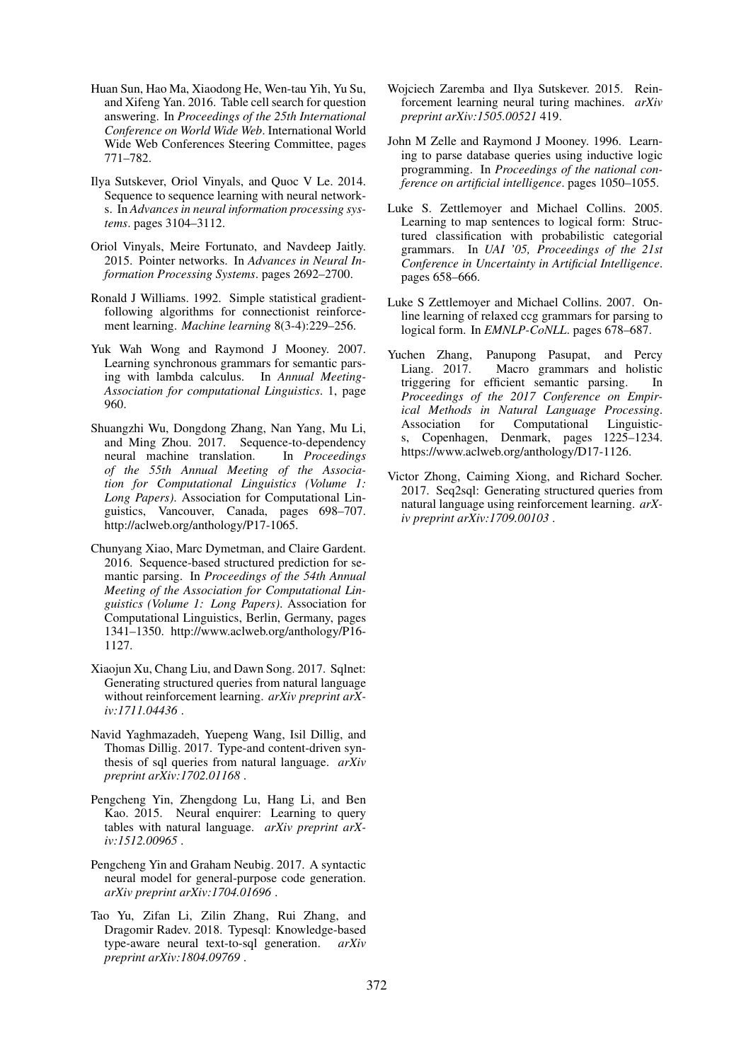Huan Sun, Hao Ma, Xiaodong He, Wen-tau Yih, Yu Su, and Xifeng Yan. 2016. Table cell search for question answering. In *Proceedings of the 25th International Conference on World Wide Web*. International World Wide Web Conferences Steering Committee, pages 771–782.

Ilya Sutskever, Oriol Vinyals, and Quoc V Le. 2014. Sequence to sequence learning with neural networks. In *Advances in neural information processing systems*. pages 3104–3112.

Oriol Vinyals, Meire Fortunato, and Navdeep Jaitly. 2015. Pointer networks. In *Advances in Neural Information Processing Systems*. pages 2692–2700.

Ronald J Williams. 1992. Simple statistical gradient-following algorithms for connectionist reinforcement learning. *Machine learning* 8(3-4):229–256.

Yuk Wah Wong and Raymond J Mooney. 2007. Learning synchronous grammars for semantic parsing with lambda calculus. In *Annual Meeting-Association for computational Linguistics*. 1, page 960.

Shuangzhi Wu, Dongdong Zhang, Nan Yang, Mu Li, and Ming Zhou. 2017. Sequence-to-dependency neural machine translation. In *Proceedings of the 55th Annual Meeting of the Association for Computational Linguistics (Volume 1: Long Papers)*. Association for Computational Linguistics, Vancouver, Canada, pages 698–707. http://aclweb.org/anthology/P17-1065.

Chunyang Xiao, Marc Dymetman, and Claire Gardent. 2016. Sequence-based structured prediction for semantic parsing. In *Proceedings of the 54th Annual Meeting of the Association for Computational Linguistics (Volume 1: Long Papers)*. Association for Computational Linguistics, Berlin, Germany, pages 1341–1350. http://www.aclweb.org/anthology/P16-1127.

Xiaojun Xu, Chang Liu, and Dawn Song. 2017. Sqlnet: Generating structured queries from natural language without reinforcement learning. *arXiv preprint arXiv:1711.04436* .

Navid Yaghmazadeh, Yuepeng Wang, Isil Dillig, and Thomas Dillig. 2017. Type-and content-driven synthesis of sql queries from natural language. *arXiv preprint arXiv:1702.01168* .

Pengcheng Yin, Zhengdong Lu, Hang Li, and Ben Kao. 2015. Neural enquirer: Learning to query tables with natural language. *arXiv preprint arXiv:1512.00965* .

Pengcheng Yin and Graham Neubig. 2017. A syntactic neural model for general-purpose code generation. *arXiv preprint arXiv:1704.01696* .

Tao Yu, Zifan Li, Zilin Zhang, Rui Zhang, and Dragomir Radev. 2018. Typesql: Knowledge-based type-aware neural text-to-sql generation. *arXiv preprint arXiv:1804.09769* .

Wojciech Zaremba and Ilya Sutskever. 2015. Reinforcement learning neural turing machines. *arXiv preprint arXiv:1505.00521* 419.

John M Zelle and Raymond J Mooney. 1996. Learning to parse database queries using inductive logic programming. In *Proceedings of the national conference on artificial intelligence*. pages 1050–1055.

Luke S. Zettlemoyer and Michael Collins. 2005. Learning to map sentences to logical form: Structured classification with probabilistic categorial grammars. In *UAI '05, Proceedings of the 21st Conference in Uncertainty in Artificial Intelligence*. pages 658–666.

Luke S Zettlemoyer and Michael Collins. 2007. Online learning of relaxed ccg grammars for parsing to logical form. In *EMNLP-CoNLL*. pages 678–687.

Yuchen Zhang, Panupong Pasupat, and Percy Liang. 2017. Macro grammars and holistic triggering for efficient semantic parsing. In *Proceedings of the 2017 Conference on Empirical Methods in Natural Language Processing*. Association for Computational Linguistics, Copenhagen, Denmark, pages 1225–1234. https://www.aclweb.org/anthology/D17-1126.

Victor Zhong, Caiming Xiong, and Richard Socher. 2017. Seq2sql: Generating structured queries from natural language using reinforcement learning. *arXiv preprint arXiv:1709.00103* .